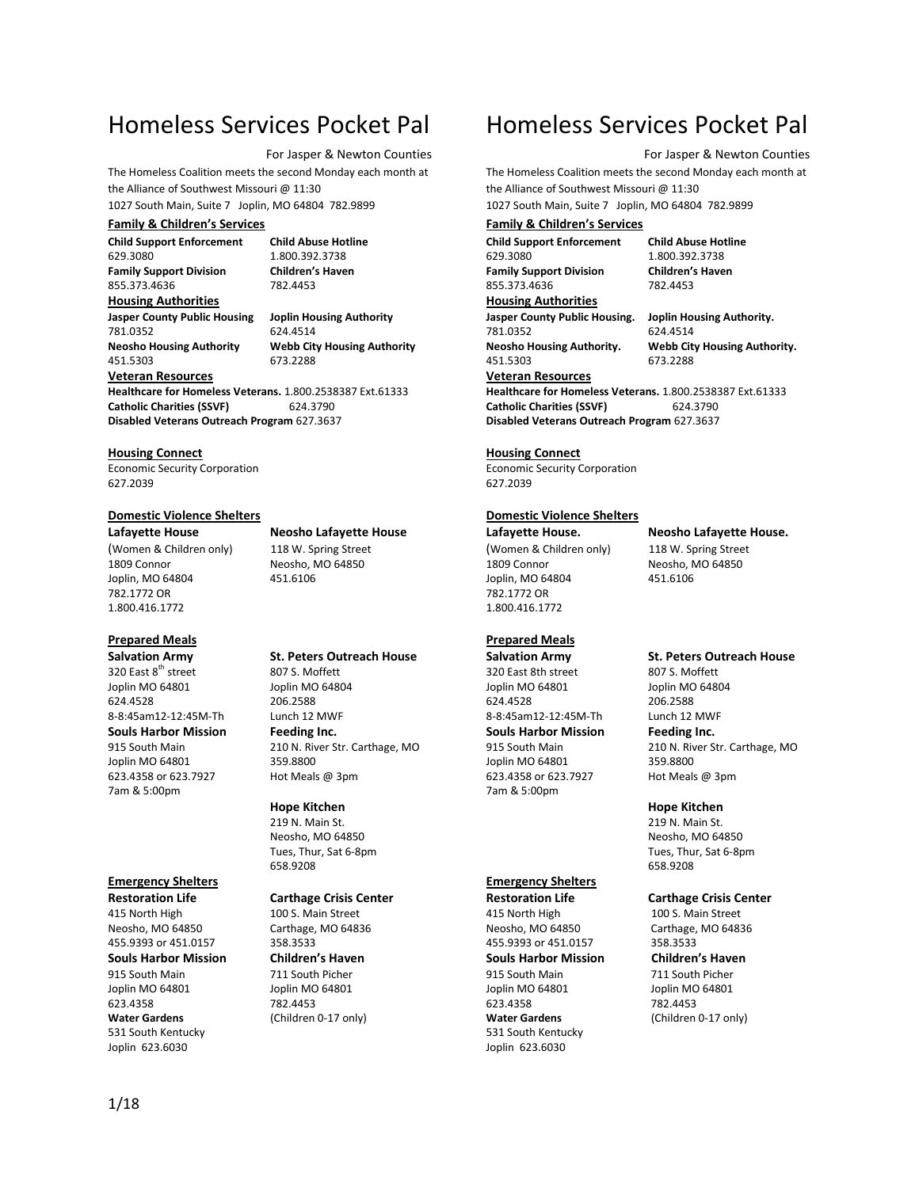# Homeless Services Pocket Pal

For Jasper & Newton Counties

The Homeless Coalition meets the second Monday each month at the Alliance of Southwest Missouri @ 11:30
1027 South Main, Suite 7 Joplin, MO 64804 782.9899

## Family & Children's Services

**Child Support Enforcement**
629.3080

**Child Abuse Hotline**
1.800.392.3738

**Family Support Division**
855.373.4636

**Children's Haven**
782.4453

## Housing Authorities

**Jasper County Public Housing**
781.0352

**Joplin Housing Authority**
624.4514

**Neosho Housing Authority**
451.5303

**Webb City Housing Authority**
673.2288

## Veteran Resources

**Healthcare for Homeless Veterans.** 1.800.2538387 Ext.61333
**Catholic Charities (SSVF)** 624.3790
**Disabled Veterans Outreach Program** 627.3637

## Housing Connect

Economic Security Corporation
627.2039

## Domestic Violence Shelters

**Lafayette House**
(Women & Children only)
1809 Connor
Joplin, MO 64804
782.1772 OR
1.800.416.1772

**Neosho Lafayette House**
118 W. Spring Street
Neosho, MO 64850
451.6106

## Prepared Meals

**Salvation Army**
320 East 8th street
Joplin MO 64801
624.4528
8-8:45am12-12:45M-Th

**St. Peters Outreach House**
807 S. Moffett
Joplin MO 64804
206.2588
Lunch 12 MWF

**Souls Harbor Mission**
915 South Main
Joplin MO 64801
623.4358 or 623.7927
7am & 5:00pm

**Feeding Inc.**
210 N. River Str. Carthage, MO
359.8800
Hot Meals @ 3pm

**Hope Kitchen**
219 N. Main St.
Neosho, MO 64850
Tues, Thur, Sat 6-8pm
658.9208

## Emergency Shelters

**Restoration Life**
415 North High
Neosho, MO 64850
455.9393 or 451.0157

**Carthage Crisis Center**
100 S. Main Street
Carthage, MO 64836
358.3533

**Souls Harbor Mission**
915 South Main
Joplin MO 64801
623.4358

**Children's Haven**
711 South Picher
Joplin MO 64801
782.4453
(Children 0-17 only)

**Water Gardens**
531 South Kentucky
Joplin 623.6030

# Homeless Services Pocket Pal

For Jasper & Newton Counties

The Homeless Coalition meets the second Monday each month at the Alliance of Southwest Missouri @ 11:30
1027 South Main, Suite 7 Joplin, MO 64804 782.9899

## Family & Children's Services

**Child Support Enforcement**
629.3080

**Child Abuse Hotline**
1.800.392.3738

**Family Support Division**
855.373.4636

**Children's Haven**
782.4453

## Housing Authorities

**Jasper County Public Housing.**
781.0352

**Joplin Housing Authority.**
624.4514

**Neosho Housing Authority.**
451.5303

**Webb City Housing Authority.**
673.2288

## Veteran Resources

**Healthcare for Homeless Veterans.** 1.800.2538387 Ext.61333
**Catholic Charities (SSVF)** 624.3790
**Disabled Veterans Outreach Program** 627.3637

## Housing Connect

Economic Security Corporation
627.2039

## Domestic Violence Shelters

**Lafayette House.**
(Women & Children only)
1809 Connor
Joplin, MO 64804
782.1772 OR
1.800.416.1772

**Neosho Lafayette House.**
118 W. Spring Street
Neosho, MO 64850
451.6106

## Prepared Meals

**Salvation Army**
320 East 8th street
Joplin MO 64801
624.4528
8-8:45am12-12:45M-Th

**St. Peters Outreach House**
807 S. Moffett
Joplin MO 64804
206.2588
Lunch 12 MWF

**Souls Harbor Mission**
915 South Main
Joplin MO 64801
623.4358 or 623.7927
7am & 5:00pm

**Feeding Inc.**
210 N. River Str. Carthage, MO
359.8800
Hot Meals @ 3pm

**Hope Kitchen**
219 N. Main St.
Neosho, MO 64850
Tues, Thur, Sat 6-8pm
658.9208

## Emergency Shelters

**Restoration Life**
415 North High
Neosho, MO 64850
455.9393 or 451.0157

**Carthage Crisis Center**
100 S. Main Street
Carthage, MO 64836
358.3533

**Souls Harbor Mission**
915 South Main
Joplin MO 64801
623.4358

**Children's Haven**
711 South Picher
Joplin MO 64801
782.4453
(Children 0-17 only)

**Water Gardens**
531 South Kentucky
Joplin 623.6030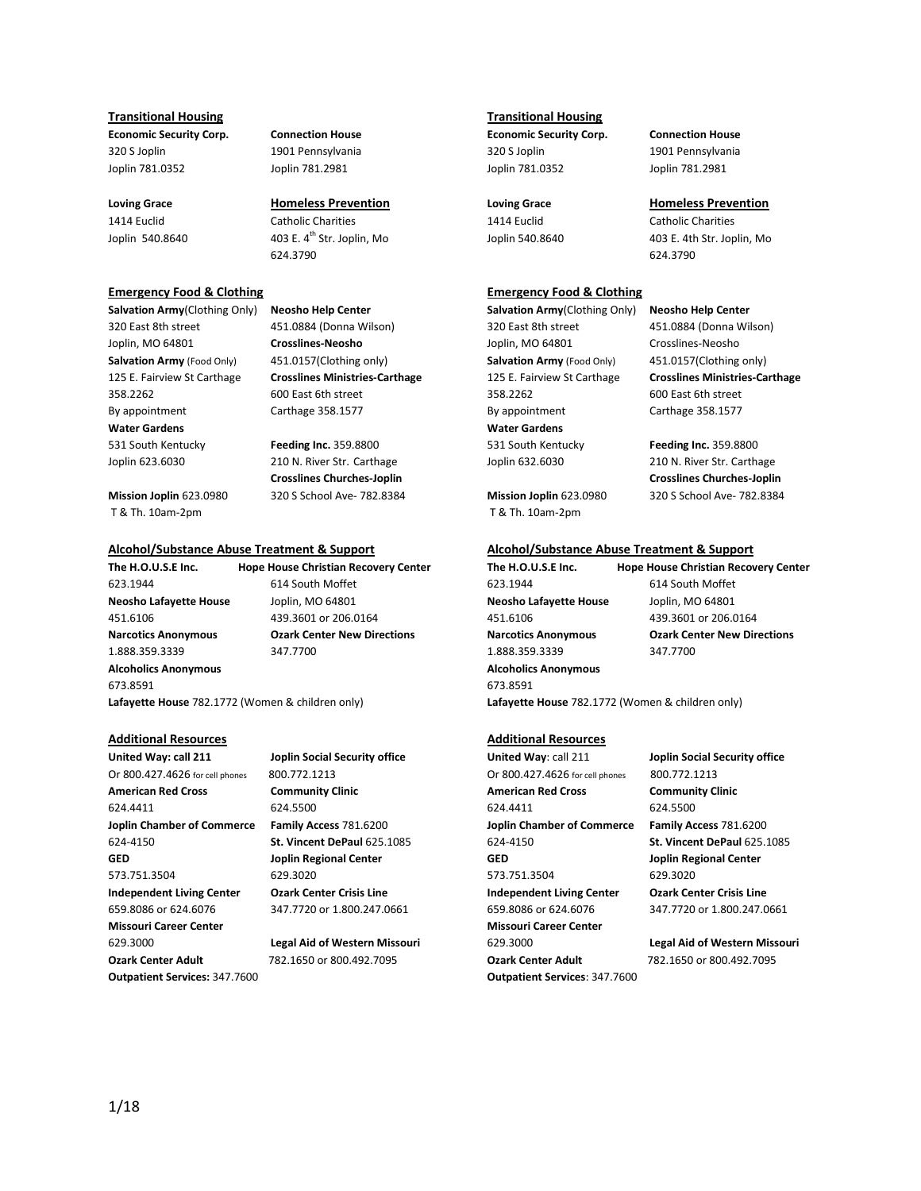## Transitional Housing

**Economic Security Corp.**
320 S Joplin
Joplin 781.0352

**Connection House**
1901 Pennsylvania
Joplin 781.2981

**Loving Grace**
1414 Euclid
Joplin 540.8640

## Homeless Prevention

Catholic Charities
403 E. 4th Str. Joplin, Mo
624.3790

## Emergency Food & Clothing

**Salvation Army**(Clothing Only)
320 East 8th street
Joplin, MO 64801

**Salvation Army** (Food Only)
125 E. Fairview St Carthage
358.2262
By appointment

**Water Gardens**
531 South Kentucky
Joplin 623.6030

**Mission Joplin** 623.0980
T & Th. 10am-2pm

**Neosho Help Center**
451.0884 (Donna Wilson)

**Crosslines-Neosho**
451.0157(Clothing only)

**Crosslines Ministries-Carthage**
600 East 6th street
Carthage 358.1577

**Feeding Inc.** 359.8800
210 N. River Str. Carthage

**Crosslines Churches-Joplin**
320 S School Ave- 782.8384

## Alcohol/Substance Abuse Treatment & Support

**The H.O.U.S.E Inc.**
623.1944

**Neosho Lafayette House**
451.6106

**Narcotics Anonymous**
1.888.359.3339

**Alcoholics Anonymous**
673.8591

**Lafayette House** 782.1772 (Women & children only)

**Hope House Christian Recovery Center**
614 South Moffet
Joplin, MO 64801
439.3601 or 206.0164

**Ozark Center New Directions**
347.7700

## Additional Resources

**United Way: call 211**
Or 800.427.4626 for cell phones

**American Red Cross**
624.4411

**Joplin Chamber of Commerce**
624-4150

**GED**
573.751.3504

**Independent Living Center**
659.8086 or 624.6076

**Missouri Career Center**
629.3000

**Ozark Center Adult Outpatient Services:** 347.7600

**Joplin Social Security office**
800.772.1213

**Community Clinic**
624.5500

**Family Access** 781.6200

**St. Vincent DePaul** 625.1085

**Joplin Regional Center**
629.3020

**Ozark Center Crisis Line**
347.7720 or 1.800.247.0661

**Legal Aid of Western Missouri**
782.1650 or 800.492.7095

## Transitional Housing

**Economic Security Corp.**
320 S Joplin
Joplin 781.0352

**Connection House**
1901 Pennsylvania
Joplin 781.2981

**Loving Grace**
1414 Euclid
Joplin 540.8640

## Homeless Prevention

Catholic Charities
403 E. 4th Str. Joplin, Mo
624.3790

## Emergency Food & Clothing

**Salvation Army**(Clothing Only)
320 East 8th street
Joplin, MO 64801

**Salvation Army** (Food Only)
125 E. Fairview St Carthage
358.2262
By appointment

**Water Gardens**
531 South Kentucky
Joplin 632.6030

**Mission Joplin** 623.0980
T & Th. 10am-2pm

**Neosho Help Center**
451.0884 (Donna Wilson)

Crosslines-Neosho
451.0157(Clothing only)

**Crosslines Ministries-Carthage**
600 East 6th street
Carthage 358.1577

**Feeding Inc.** 359.8800
210 N. River Str. Carthage

**Crosslines Churches-Joplin**
320 S School Ave- 782.8384

## Alcohol/Substance Abuse Treatment & Support

**The H.O.U.S.E Inc.**
623.1944

**Neosho Lafayette House**
451.6106

**Narcotics Anonymous**
1.888.359.3339

**Alcoholics Anonymous**
673.8591

**Lafayette House** 782.1772 (Women & children only)

**Hope House Christian Recovery Center**
614 South Moffet
Joplin, MO 64801
439.3601 or 206.0164

**Ozark Center New Directions**
347.7700

## Additional Resources

**United Way**: call 211
Or 800.427.4626 for cell phones

**American Red Cross**
624.4411

**Joplin Chamber of Commerce**
624-4150

**GED**
573.751.3504

**Independent Living Center**
659.8086 or 624.6076

**Missouri Career Center**
629.3000

**Ozark Center Adult Outpatient Services**: 347.7600

**Joplin Social Security office**
800.772.1213

**Community Clinic**
624.5500

**Family Access** 781.6200

**St. Vincent DePaul** 625.1085

**Joplin Regional Center**
629.3020

**Ozark Center Crisis Line**
347.7720 or 1.800.247.0661

**Legal Aid of Western Missouri**
782.1650 or 800.492.7095